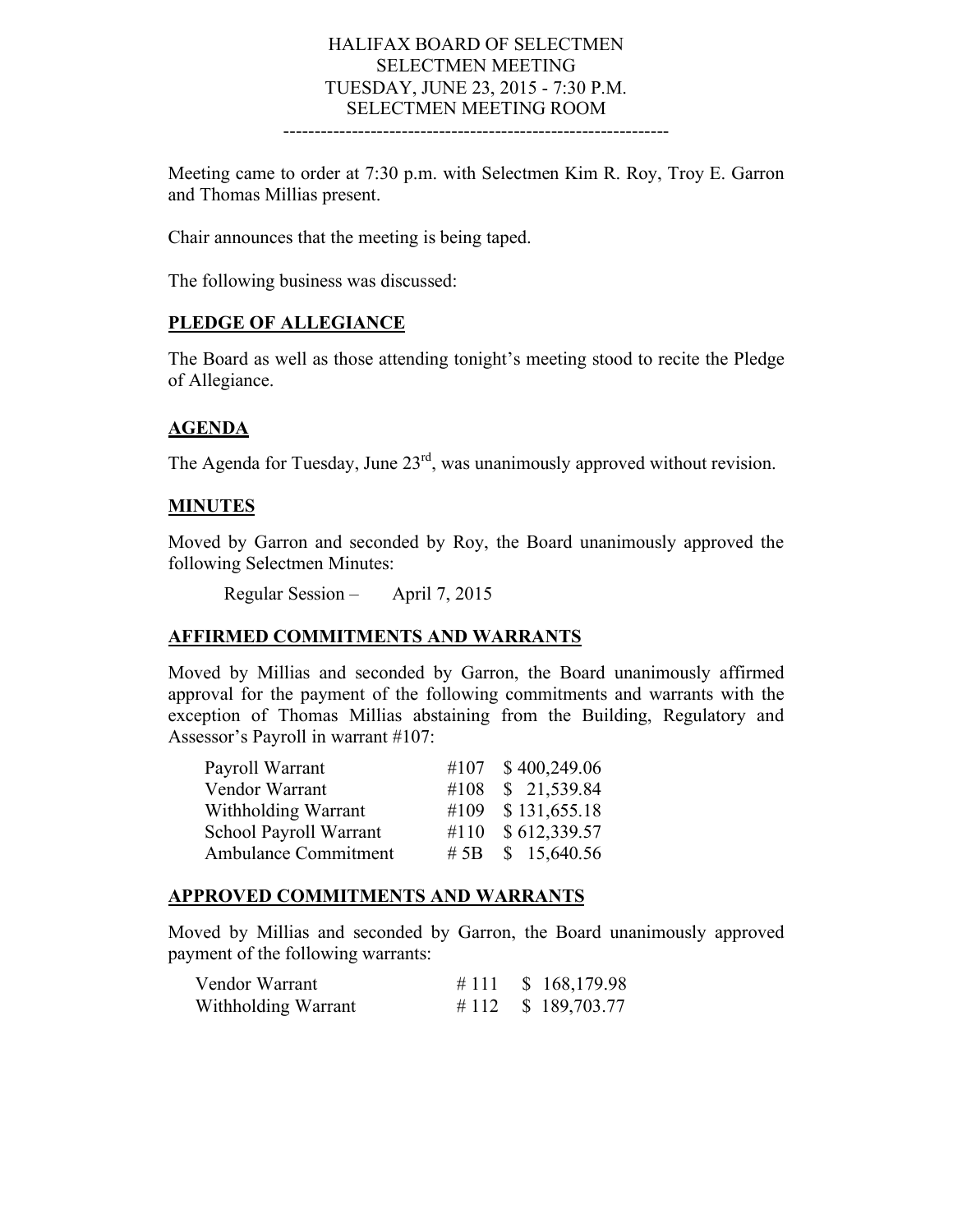# HALIFAX BOARD OF SELECTMEN
## SELECTMEN MEETING
## TUESDAY, JUNE 23, 2015 - 7:30 P.M.
## SELECTMEN MEETING ROOM

---

Meeting came to order at 7:30 p.m. with Selectmen Kim R. Roy, Troy E. Garron and Thomas Millias present.

Chair announces that the meeting is being taped.

The following business was discussed:

**PLEDGE OF ALLEGIANCE**

The Board as well as those attending tonight's meeting stood to recite the Pledge of Allegiance.

**AGENDA**

The Agenda for Tuesday, June 23rd, was unanimously approved without revision.

**MINUTES**

Moved by Garron and seconded by Roy, the Board unanimously approved the following Selectmen Minutes:

Regular Session – April 7, 2015

**AFFIRMED COMMITMENTS AND WARRANTS**

Moved by Millias and seconded by Garron, the Board unanimously affirmed approval for the payment of the following commitments and warrants with the exception of Thomas Millias abstaining from the Building, Regulatory and Assessor's Payroll in warrant #107:

| | | |
|---|---|---|
| Payroll Warrant | #107 | $ 400,249.06 |
| Vendor Warrant | #108 | $ 21,539.84 |
| Withholding Warrant | #109 | $ 131,655.18 |
| School Payroll Warrant | #110 | $ 612,339.57 |
| Ambulance Commitment | # 5B | $ 15,640.56 |

**APPROVED COMMITMENTS AND WARRANTS**

Moved by Millias and seconded by Garron, the Board unanimously approved payment of the following warrants:

| | | |
|---|---|---|
| Vendor Warrant | # 111 | $ 168,179.98 |
| Withholding Warrant | # 112 | $ 189,703.77 |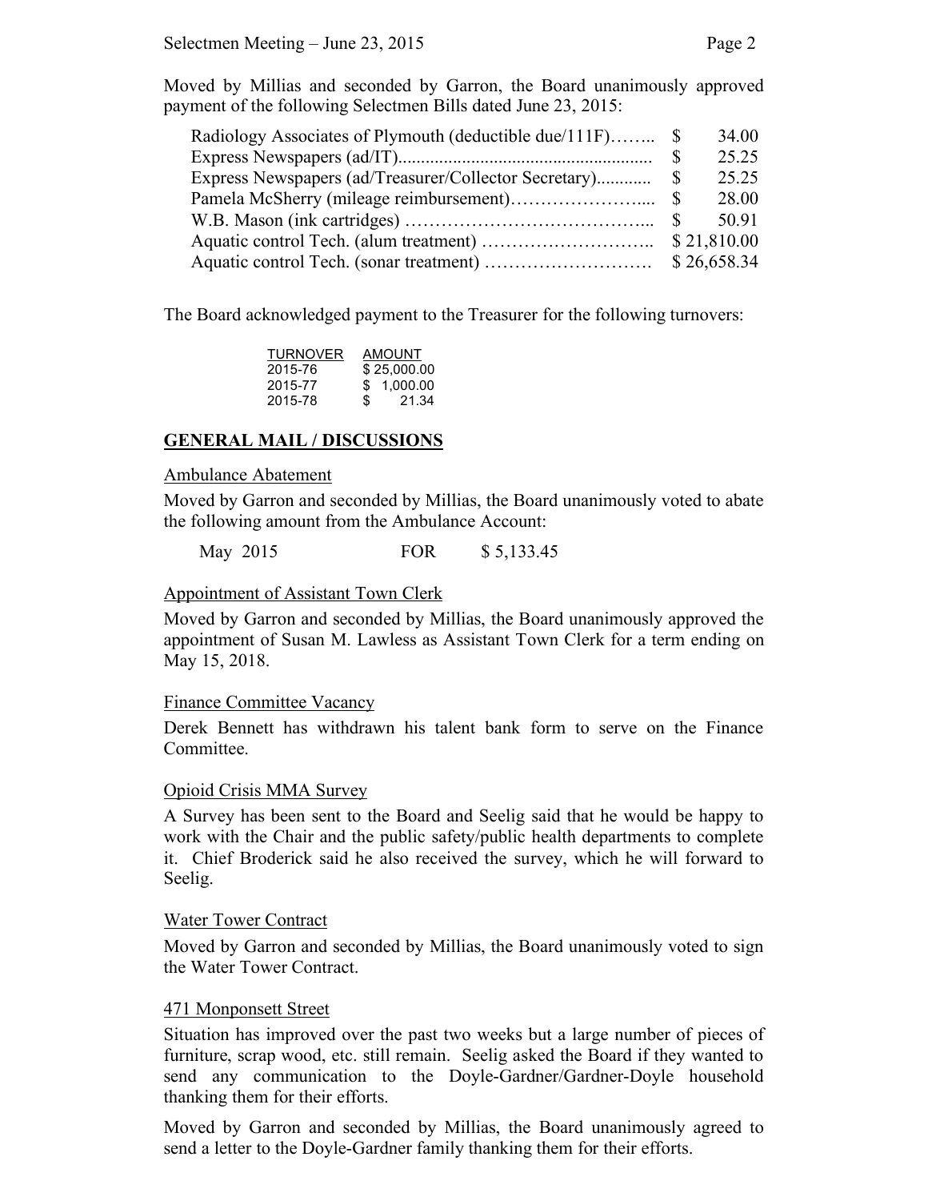Moved by Millias and seconded by Garron, the Board unanimously approved payment of the following Selectmen Bills dated June 23, 2015:

| | |
|---|---|
| Radiology Associates of Plymouth (deductible due/111F)…….. | $ 34.00 |
| Express Newspapers (ad/IT)....................................................... | $ 25.25 |
| Express Newspapers (ad/Treasurer/Collector Secretary)............ | $ 25.25 |
| Pamela McSherry (mileage reimbursement)………………….... | $ 28.00 |
| W.B. Mason (ink cartridges) ………………………………... | $ 50.91 |
| Aquatic control Tech. (alum treatment) ……………………….. | $ 21,810.00 |
| Aquatic control Tech. (sonar treatment) ………………………. | $ 26,658.34 |

The Board acknowledged payment to the Treasurer for the following turnovers:

| TURNOVER | AMOUNT |
|---|---|
| 2015-76 | $ 25,000.00 |
| 2015-77 | $ 1,000.00 |
| 2015-78 | $ 21.34 |

## GENERAL MAIL / DISCUSSIONS

Ambulance Abatement

Moved by Garron and seconded by Millias, the Board unanimously voted to abate the following amount from the Ambulance Account:

May 2015 FOR $ 5,133.45

Appointment of Assistant Town Clerk

Moved by Garron and seconded by Millias, the Board unanimously approved the appointment of Susan M. Lawless as Assistant Town Clerk for a term ending on May 15, 2018.

Finance Committee Vacancy

Derek Bennett has withdrawn his talent bank form to serve on the Finance Committee.

Opioid Crisis MMA Survey

A Survey has been sent to the Board and Seelig said that he would be happy to work with the Chair and the public safety/public health departments to complete it. Chief Broderick said he also received the survey, which he will forward to Seelig.

Water Tower Contract

Moved by Garron and seconded by Millias, the Board unanimously voted to sign the Water Tower Contract.

471 Monponsett Street

Situation has improved over the past two weeks but a large number of pieces of furniture, scrap wood, etc. still remain. Seelig asked the Board if they wanted to send any communication to the Doyle-Gardner/Gardner-Doyle household thanking them for their efforts.

Moved by Garron and seconded by Millias, the Board unanimously agreed to send a letter to the Doyle-Gardner family thanking them for their efforts.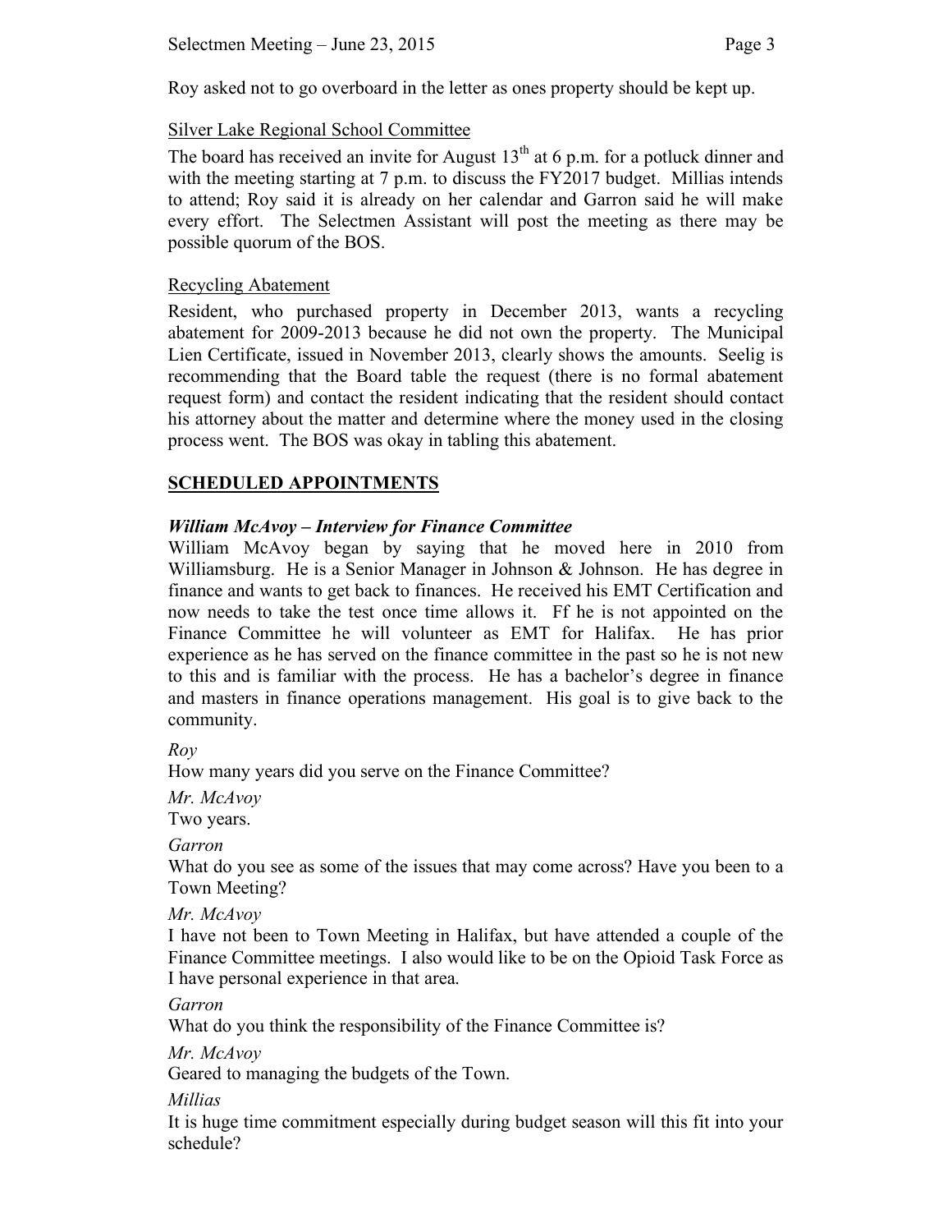Roy asked not to go overboard in the letter as ones property should be kept up.

Silver Lake Regional School Committee

The board has received an invite for August 13th at 6 p.m. for a potluck dinner and with the meeting starting at 7 p.m. to discuss the FY2017 budget. Millias intends to attend; Roy said it is already on her calendar and Garron said he will make every effort. The Selectmen Assistant will post the meeting as there may be possible quorum of the BOS.

Recycling Abatement

Resident, who purchased property in December 2013, wants a recycling abatement for 2009-2013 because he did not own the property. The Municipal Lien Certificate, issued in November 2013, clearly shows the amounts. Seelig is recommending that the Board table the request (there is no formal abatement request form) and contact the resident indicating that the resident should contact his attorney about the matter and determine where the money used in the closing process went. The BOS was okay in tabling this abatement.

## SCHEDULED APPOINTMENTS

***William McAvoy – Interview for Finance Committee***

William McAvoy began by saying that he moved here in 2010 from Williamsburg. He is a Senior Manager in Johnson & Johnson. He has degree in finance and wants to get back to finances. He received his EMT Certification and now needs to take the test once time allows it. Ff he is not appointed on the Finance Committee he will volunteer as EMT for Halifax. He has prior experience as he has served on the finance committee in the past so he is not new to this and is familiar with the process. He has a bachelor's degree in finance and masters in finance operations management. His goal is to give back to the community.

*Roy*

How many years did you serve on the Finance Committee?

*Mr. McAvoy*

Two years.

*Garron*

What do you see as some of the issues that may come across? Have you been to a Town Meeting?

*Mr. McAvoy*

I have not been to Town Meeting in Halifax, but have attended a couple of the Finance Committee meetings. I also would like to be on the Opioid Task Force as I have personal experience in that area.

*Garron*

What do you think the responsibility of the Finance Committee is?

*Mr. McAvoy*

Geared to managing the budgets of the Town.

*Millias*

It is huge time commitment especially during budget season will this fit into your schedule?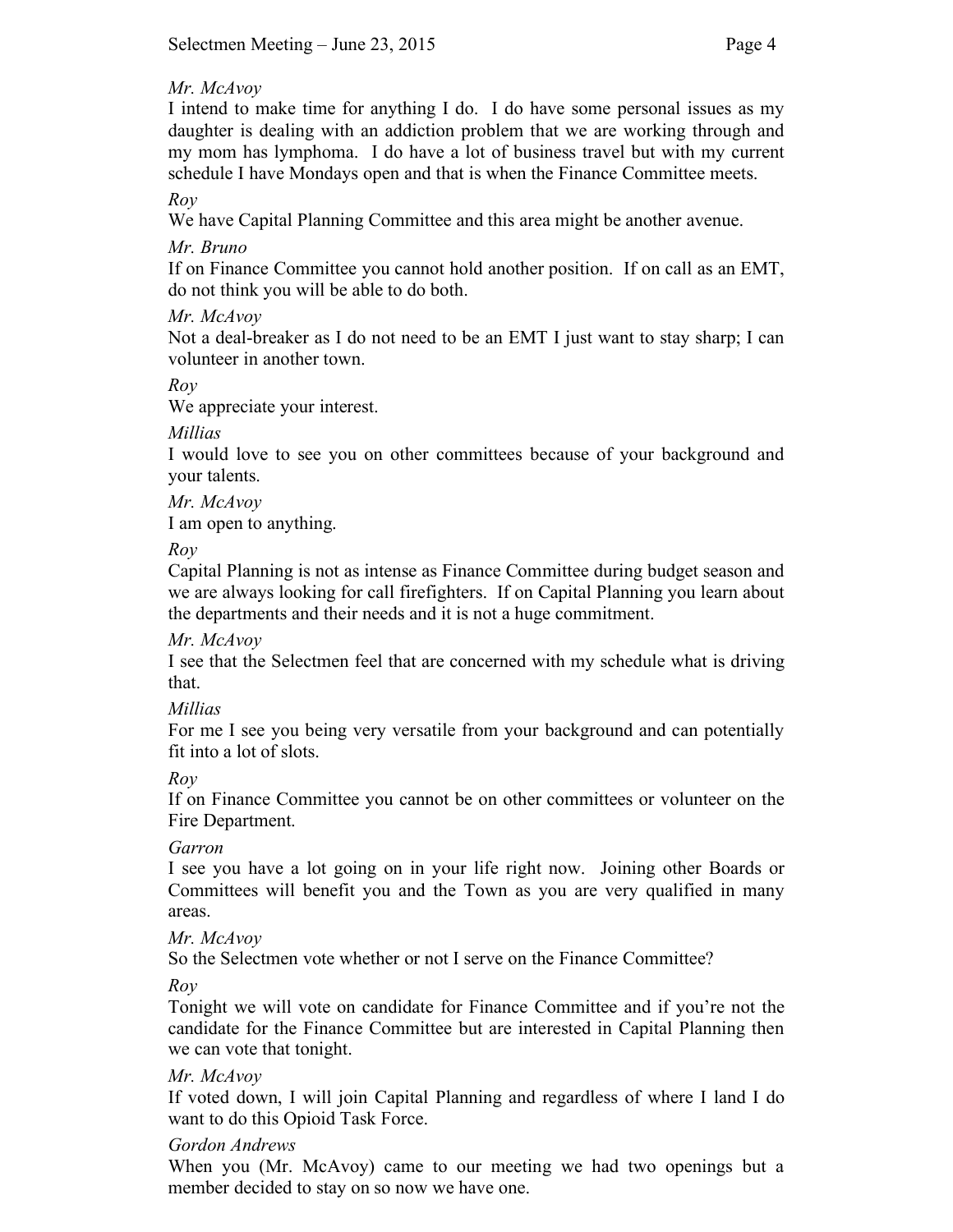*Mr. McAvoy*

I intend to make time for anything I do. I do have some personal issues as my daughter is dealing with an addiction problem that we are working through and my mom has lymphoma. I do have a lot of business travel but with my current schedule I have Mondays open and that is when the Finance Committee meets.

*Roy*

We have Capital Planning Committee and this area might be another avenue.

*Mr. Bruno*

If on Finance Committee you cannot hold another position. If on call as an EMT, do not think you will be able to do both.

*Mr. McAvoy*

Not a deal-breaker as I do not need to be an EMT I just want to stay sharp; I can volunteer in another town.

*Roy*

We appreciate your interest.

*Millias*

I would love to see you on other committees because of your background and your talents.

*Mr. McAvoy*

I am open to anything.

*Roy*

Capital Planning is not as intense as Finance Committee during budget season and we are always looking for call firefighters. If on Capital Planning you learn about the departments and their needs and it is not a huge commitment.

*Mr. McAvoy*

I see that the Selectmen feel that are concerned with my schedule what is driving that.

*Millias*

For me I see you being very versatile from your background and can potentially fit into a lot of slots.

*Roy*

If on Finance Committee you cannot be on other committees or volunteer on the Fire Department.

*Garron*

I see you have a lot going on in your life right now. Joining other Boards or Committees will benefit you and the Town as you are very qualified in many areas.

*Mr. McAvoy*

So the Selectmen vote whether or not I serve on the Finance Committee?

*Roy*

Tonight we will vote on candidate for Finance Committee and if you're not the candidate for the Finance Committee but are interested in Capital Planning then we can vote that tonight.

*Mr. McAvoy*

If voted down, I will join Capital Planning and regardless of where I land I do want to do this Opioid Task Force.

*Gordon Andrews*

When you (Mr. McAvoy) came to our meeting we had two openings but a member decided to stay on so now we have one.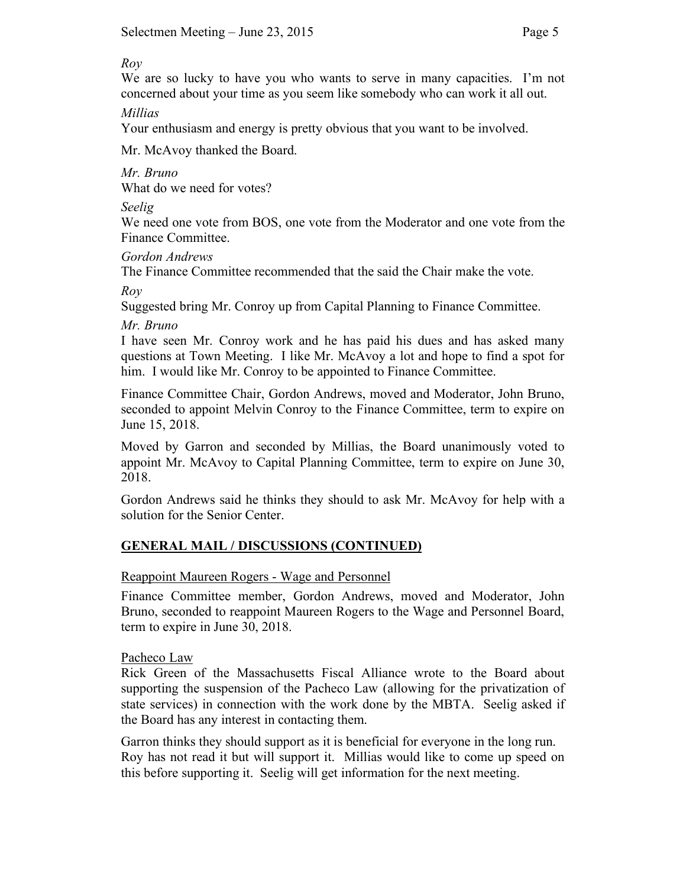*Roy*

We are so lucky to have you who wants to serve in many capacities. I'm not concerned about your time as you seem like somebody who can work it all out.

*Millias*

Your enthusiasm and energy is pretty obvious that you want to be involved.

Mr. McAvoy thanked the Board.

*Mr. Bruno*

What do we need for votes?

*Seelig*

We need one vote from BOS, one vote from the Moderator and one vote from the Finance Committee.

*Gordon Andrews*

The Finance Committee recommended that the said the Chair make the vote.

*Roy*

Suggested bring Mr. Conroy up from Capital Planning to Finance Committee.

*Mr. Bruno*

I have seen Mr. Conroy work and he has paid his dues and has asked many questions at Town Meeting. I like Mr. McAvoy a lot and hope to find a spot for him. I would like Mr. Conroy to be appointed to Finance Committee.

Finance Committee Chair, Gordon Andrews, moved and Moderator, John Bruno, seconded to appoint Melvin Conroy to the Finance Committee, term to expire on June 15, 2018.

Moved by Garron and seconded by Millias, the Board unanimously voted to appoint Mr. McAvoy to Capital Planning Committee, term to expire on June 30, 2018.

Gordon Andrews said he thinks they should to ask Mr. McAvoy for help with a solution for the Senior Center.

## **GENERAL MAIL / DISCUSSIONS (CONTINUED)**

Reappoint Maureen Rogers - Wage and Personnel

Finance Committee member, Gordon Andrews, moved and Moderator, John Bruno, seconded to reappoint Maureen Rogers to the Wage and Personnel Board, term to expire in June 30, 2018.

Pacheco Law

Rick Green of the Massachusetts Fiscal Alliance wrote to the Board about supporting the suspension of the Pacheco Law (allowing for the privatization of state services) in connection with the work done by the MBTA. Seelig asked if the Board has any interest in contacting them.

Garron thinks they should support as it is beneficial for everyone in the long run. Roy has not read it but will support it. Millias would like to come up speed on this before supporting it. Seelig will get information for the next meeting.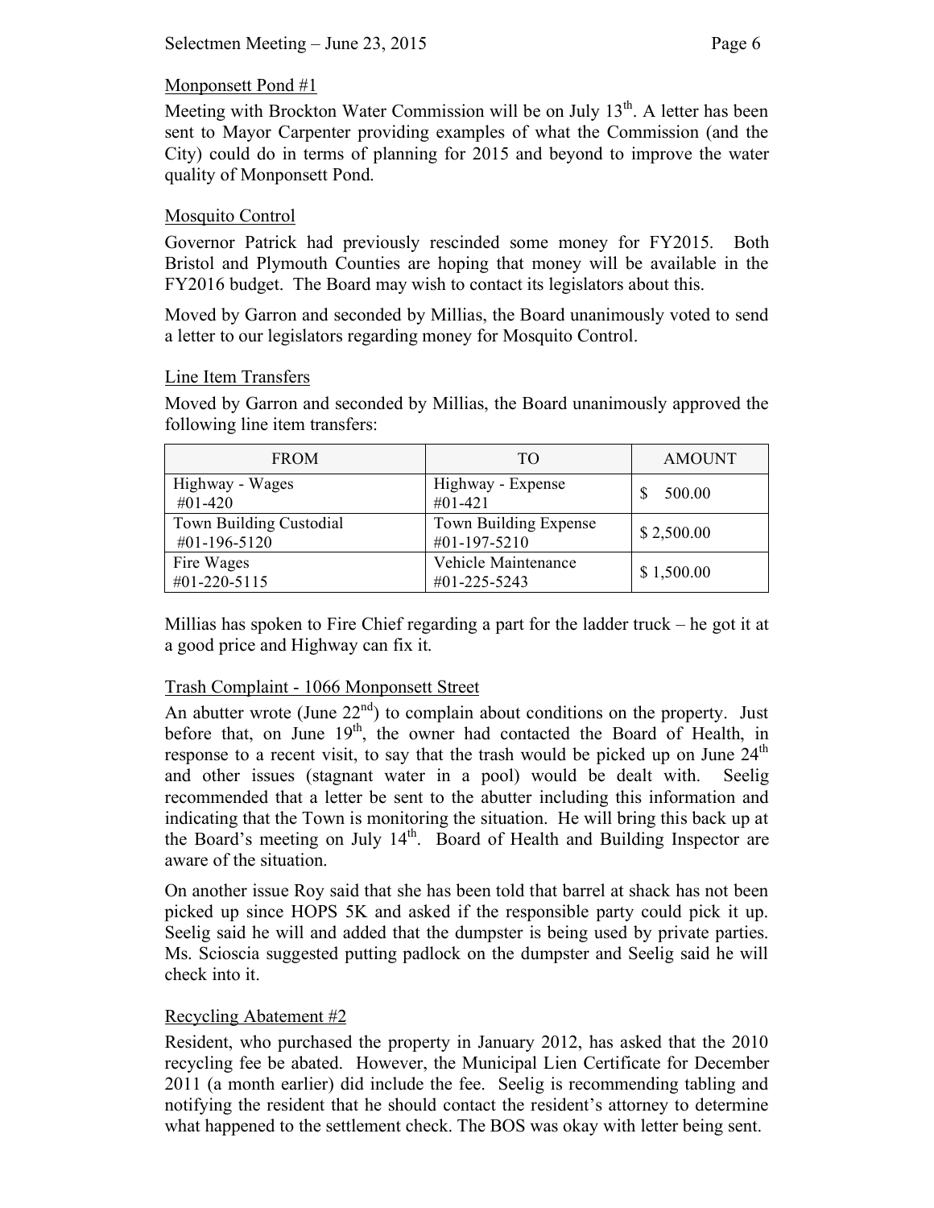Monponsett Pond #1

Meeting with Brockton Water Commission will be on July 13th. A letter has been sent to Mayor Carpenter providing examples of what the Commission (and the City) could do in terms of planning for 2015 and beyond to improve the water quality of Monponsett Pond.

Mosquito Control

Governor Patrick had previously rescinded some money for FY2015. Both Bristol and Plymouth Counties are hoping that money will be available in the FY2016 budget. The Board may wish to contact its legislators about this.

Moved by Garron and seconded by Millias, the Board unanimously voted to send a letter to our legislators regarding money for Mosquito Control.

Line Item Transfers

Moved by Garron and seconded by Millias, the Board unanimously approved the following line item transfers:

| FROM | TO | AMOUNT |
|---|---|---|
| Highway - Wages #01-420 | Highway - Expense #01-421 | $ 500.00 |
| Town Building Custodial #01-196-5120 | Town Building Expense #01-197-5210 | $ 2,500.00 |
| Fire Wages #01-220-5115 | Vehicle Maintenance #01-225-5243 | $ 1,500.00 |

Millias has spoken to Fire Chief regarding a part for the ladder truck – he got it at a good price and Highway can fix it.

Trash Complaint - 1066 Monponsett Street

An abutter wrote (June 22nd) to complain about conditions on the property. Just before that, on June 19th, the owner had contacted the Board of Health, in response to a recent visit, to say that the trash would be picked up on June 24th and other issues (stagnant water in a pool) would be dealt with. Seelig recommended that a letter be sent to the abutter including this information and indicating that the Town is monitoring the situation. He will bring this back up at the Board's meeting on July 14th. Board of Health and Building Inspector are aware of the situation.

On another issue Roy said that she has been told that barrel at shack has not been picked up since HOPS 5K and asked if the responsible party could pick it up. Seelig said he will and added that the dumpster is being used by private parties. Ms. Scioscia suggested putting padlock on the dumpster and Seelig said he will check into it.

Recycling Abatement #2

Resident, who purchased the property in January 2012, has asked that the 2010 recycling fee be abated. However, the Municipal Lien Certificate for December 2011 (a month earlier) did include the fee. Seelig is recommending tabling and notifying the resident that he should contact the resident's attorney to determine what happened to the settlement check. The BOS was okay with letter being sent.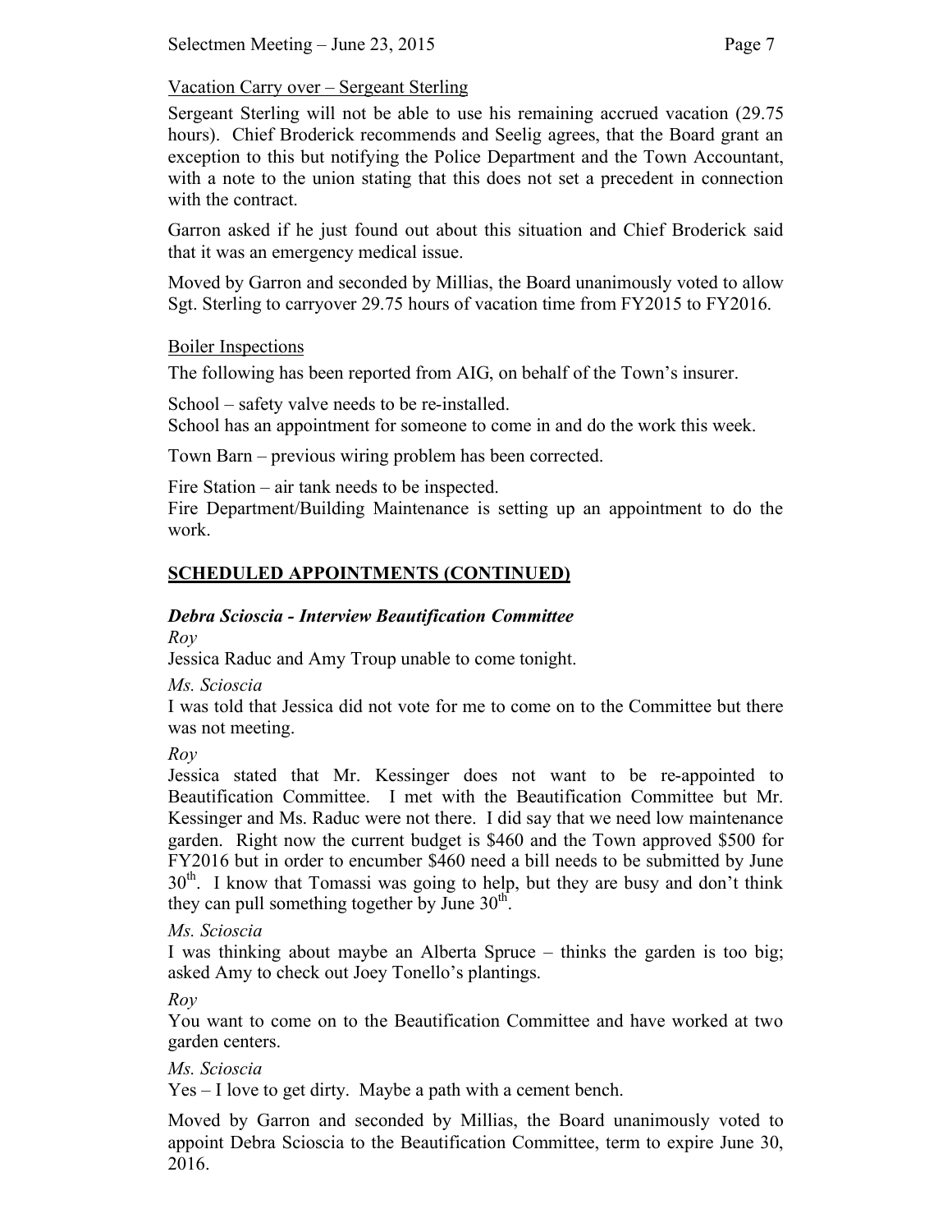Vacation Carry over – Sergeant Sterling

Sergeant Sterling will not be able to use his remaining accrued vacation (29.75 hours). Chief Broderick recommends and Seelig agrees, that the Board grant an exception to this but notifying the Police Department and the Town Accountant, with a note to the union stating that this does not set a precedent in connection with the contract.

Garron asked if he just found out about this situation and Chief Broderick said that it was an emergency medical issue.

Moved by Garron and seconded by Millias, the Board unanimously voted to allow Sgt. Sterling to carryover 29.75 hours of vacation time from FY2015 to FY2016.

Boiler Inspections

The following has been reported from AIG, on behalf of the Town's insurer.

School – safety valve needs to be re-installed.
School has an appointment for someone to come in and do the work this week.

Town Barn – previous wiring problem has been corrected.

Fire Station – air tank needs to be inspected.
Fire Department/Building Maintenance is setting up an appointment to do the work.

## SCHEDULED APPOINTMENTS (CONTINUED)

### *Debra Scioscia - Interview Beautification Committee*

*Roy*
Jessica Raduc and Amy Troup unable to come tonight.

*Ms. Scioscia*
I was told that Jessica did not vote for me to come on to the Committee but there was not meeting.

*Roy*
Jessica stated that Mr. Kessinger does not want to be re-appointed to Beautification Committee. I met with the Beautification Committee but Mr. Kessinger and Ms. Raduc were not there. I did say that we need low maintenance garden. Right now the current budget is $460 and the Town approved $500 for FY2016 but in order to encumber $460 need a bill needs to be submitted by June 30th. I know that Tomassi was going to help, but they are busy and don't think they can pull something together by June 30th.

*Ms. Scioscia*
I was thinking about maybe an Alberta Spruce – thinks the garden is too big; asked Amy to check out Joey Tonello's plantings.

*Roy*
You want to come on to the Beautification Committee and have worked at two garden centers.

*Ms. Scioscia*
Yes – I love to get dirty. Maybe a path with a cement bench.

Moved by Garron and seconded by Millias, the Board unanimously voted to appoint Debra Scioscia to the Beautification Committee, term to expire June 30, 2016.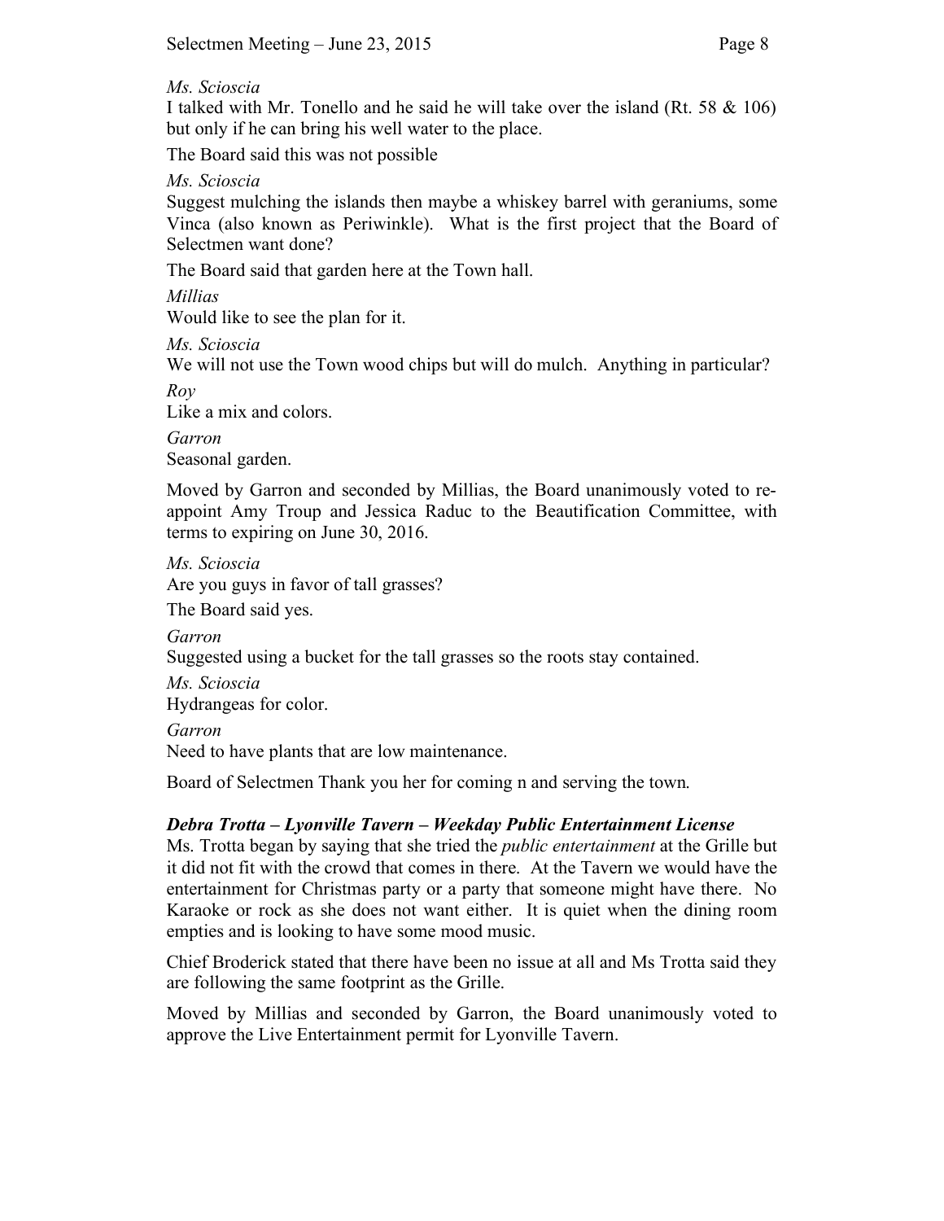*Ms. Scioscia*

I talked with Mr. Tonello and he said he will take over the island (Rt. 58 & 106) but only if he can bring his well water to the place.

The Board said this was not possible

*Ms. Scioscia*

Suggest mulching the islands then maybe a whiskey barrel with geraniums, some Vinca (also known as Periwinkle). What is the first project that the Board of Selectmen want done?

The Board said that garden here at the Town hall.

*Millias*

Would like to see the plan for it.

*Ms. Scioscia*

We will not use the Town wood chips but will do mulch. Anything in particular?

*Roy*

Like a mix and colors.

*Garron*

Seasonal garden.

Moved by Garron and seconded by Millias, the Board unanimously voted to re-appoint Amy Troup and Jessica Raduc to the Beautification Committee, with terms to expiring on June 30, 2016.

*Ms. Scioscia*

Are you guys in favor of tall grasses?

The Board said yes.

*Garron*

Suggested using a bucket for the tall grasses so the roots stay contained.

*Ms. Scioscia*

Hydrangeas for color.

*Garron*

Need to have plants that are low maintenance.

Board of Selectmen Thank you her for coming n and serving the town.

***Debra Trotta – Lyonville Tavern – Weekday Public Entertainment License***

Ms. Trotta began by saying that she tried the *public entertainment* at the Grille but it did not fit with the crowd that comes in there. At the Tavern we would have the entertainment for Christmas party or a party that someone might have there. No Karaoke or rock as she does not want either. It is quiet when the dining room empties and is looking to have some mood music.

Chief Broderick stated that there have been no issue at all and Ms Trotta said they are following the same footprint as the Grille.

Moved by Millias and seconded by Garron, the Board unanimously voted to approve the Live Entertainment permit for Lyonville Tavern.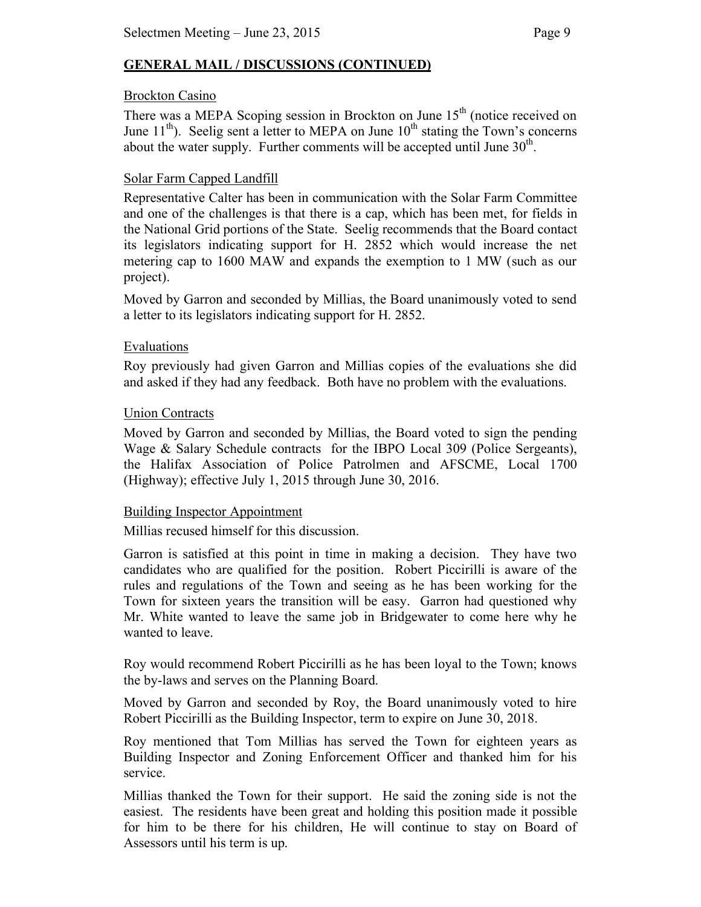## GENERAL MAIL / DISCUSSIONS (CONTINUED)

### Brockton Casino

There was a MEPA Scoping session in Brockton on June 15th (notice received on June 11th). Seelig sent a letter to MEPA on June 10th stating the Town's concerns about the water supply. Further comments will be accepted until June 30th.

### Solar Farm Capped Landfill

Representative Calter has been in communication with the Solar Farm Committee and one of the challenges is that there is a cap, which has been met, for fields in the National Grid portions of the State. Seelig recommends that the Board contact its legislators indicating support for H. 2852 which would increase the net metering cap to 1600 MAW and expands the exemption to 1 MW (such as our project).

Moved by Garron and seconded by Millias, the Board unanimously voted to send a letter to its legislators indicating support for H. 2852.

### Evaluations

Roy previously had given Garron and Millias copies of the evaluations she did and asked if they had any feedback. Both have no problem with the evaluations.

### Union Contracts

Moved by Garron and seconded by Millias, the Board voted to sign the pending Wage & Salary Schedule contracts for the IBPO Local 309 (Police Sergeants), the Halifax Association of Police Patrolmen and AFSCME, Local 1700 (Highway); effective July 1, 2015 through June 30, 2016.

### Building Inspector Appointment

Millias recused himself for this discussion.

Garron is satisfied at this point in time in making a decision. They have two candidates who are qualified for the position. Robert Piccirilli is aware of the rules and regulations of the Town and seeing as he has been working for the Town for sixteen years the transition will be easy. Garron had questioned why Mr. White wanted to leave the same job in Bridgewater to come here why he wanted to leave.

Roy would recommend Robert Piccirilli as he has been loyal to the Town; knows the by-laws and serves on the Planning Board.

Moved by Garron and seconded by Roy, the Board unanimously voted to hire Robert Piccirilli as the Building Inspector, term to expire on June 30, 2018.

Roy mentioned that Tom Millias has served the Town for eighteen years as Building Inspector and Zoning Enforcement Officer and thanked him for his service.

Millias thanked the Town for their support. He said the zoning side is not the easiest. The residents have been great and holding this position made it possible for him to be there for his children, He will continue to stay on Board of Assessors until his term is up.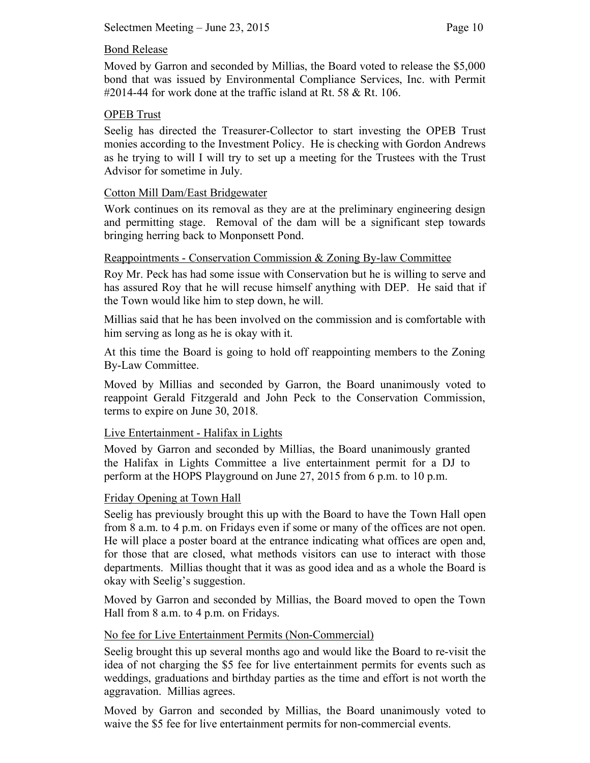Bond Release

Moved by Garron and seconded by Millias, the Board voted to release the $5,000 bond that was issued by Environmental Compliance Services, Inc. with Permit #2014-44 for work done at the traffic island at Rt. 58 & Rt. 106.

OPEB Trust

Seelig has directed the Treasurer-Collector to start investing the OPEB Trust monies according to the Investment Policy. He is checking with Gordon Andrews as he trying to will I will try to set up a meeting for the Trustees with the Trust Advisor for sometime in July.

Cotton Mill Dam/East Bridgewater

Work continues on its removal as they are at the preliminary engineering design and permitting stage. Removal of the dam will be a significant step towards bringing herring back to Monponsett Pond.

Reappointments - Conservation Commission & Zoning By-law Committee

Roy Mr. Peck has had some issue with Conservation but he is willing to serve and has assured Roy that he will recuse himself anything with DEP. He said that if the Town would like him to step down, he will.

Millias said that he has been involved on the commission and is comfortable with him serving as long as he is okay with it.

At this time the Board is going to hold off reappointing members to the Zoning By-Law Committee.

Moved by Millias and seconded by Garron, the Board unanimously voted to reappoint Gerald Fitzgerald and John Peck to the Conservation Commission, terms to expire on June 30, 2018.

Live Entertainment - Halifax in Lights

Moved by Garron and seconded by Millias, the Board unanimously granted the Halifax in Lights Committee a live entertainment permit for a DJ to perform at the HOPS Playground on June 27, 2015 from 6 p.m. to 10 p.m.

Friday Opening at Town Hall

Seelig has previously brought this up with the Board to have the Town Hall open from 8 a.m. to 4 p.m. on Fridays even if some or many of the offices are not open. He will place a poster board at the entrance indicating what offices are open and, for those that are closed, what methods visitors can use to interact with those departments. Millias thought that it was as good idea and as a whole the Board is okay with Seelig's suggestion.

Moved by Garron and seconded by Millias, the Board moved to open the Town Hall from 8 a.m. to 4 p.m. on Fridays.

No fee for Live Entertainment Permits (Non-Commercial)

Seelig brought this up several months ago and would like the Board to re-visit the idea of not charging the $5 fee for live entertainment permits for events such as weddings, graduations and birthday parties as the time and effort is not worth the aggravation. Millias agrees.

Moved by Garron and seconded by Millias, the Board unanimously voted to waive the $5 fee for live entertainment permits for non-commercial events.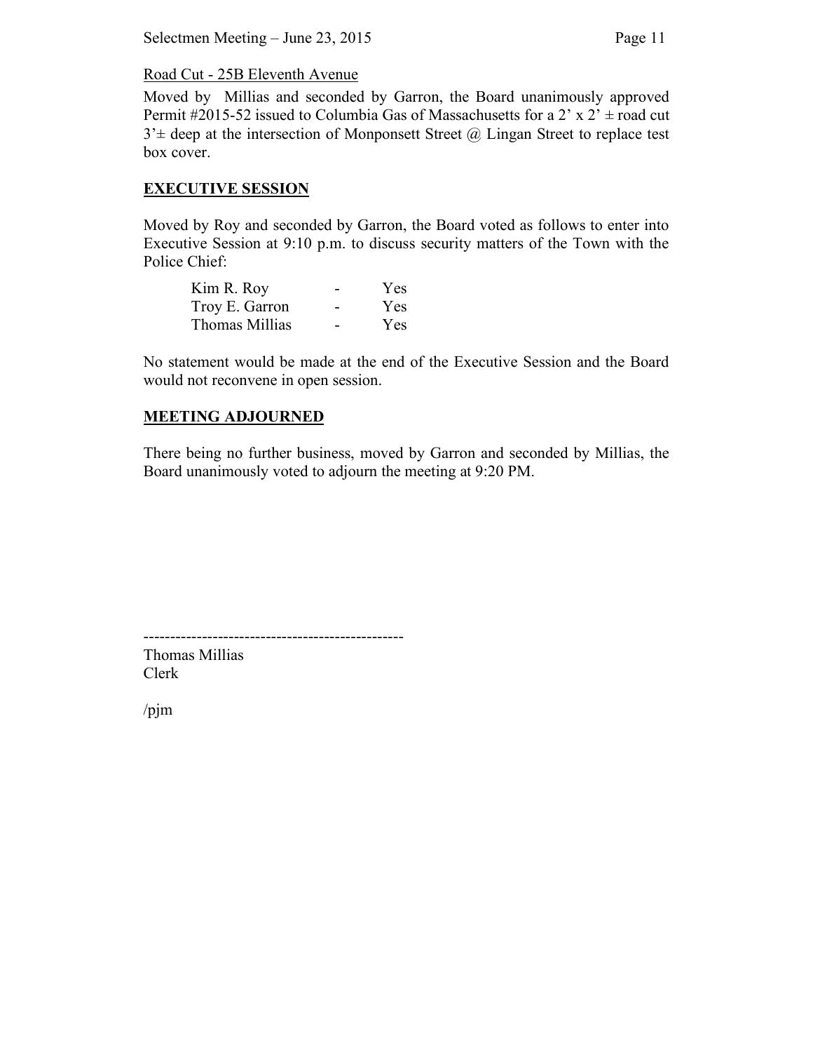Road Cut - 25B Eleventh Avenue

Moved by Millias and seconded by Garron, the Board unanimously approved Permit #2015-52 issued to Columbia Gas of Massachusetts for a 2' x 2' ± road cut 3'± deep at the intersection of Monponsett Street @ Lingan Street to replace test box cover.

## EXECUTIVE SESSION

Moved by Roy and seconded by Garron, the Board voted as follows to enter into Executive Session at 9:10 p.m. to discuss security matters of the Town with the Police Chief:

| | | |
|---|---|---|
| Kim R. Roy | - | Yes |
| Troy E. Garron | - | Yes |
| Thomas Millias | - | Yes |

No statement would be made at the end of the Executive Session and the Board would not reconvene in open session.

## MEETING ADJOURNED

There being no further business, moved by Garron and seconded by Millias, the Board unanimously voted to adjourn the meeting at 9:20 PM.

-------------------------------------------------

Thomas Millias
Clerk

/pjm